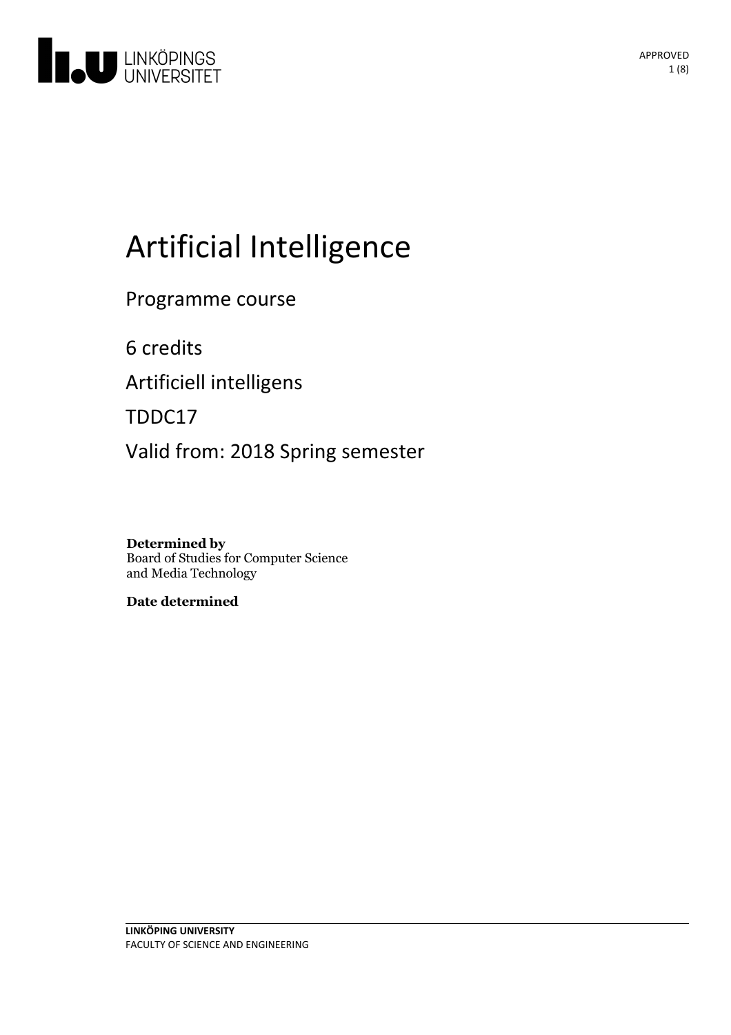# Artificial Intelligence

Programme course

6 credits

Artificiell intelligens

TDDC17

Valid from: 2018 Spring semester

**Determined by**
Board of Studies for Computer Science and Media Technology

**Date determined**

**LINKÖPING UNIVERSITY**
FACULTY OF SCIENCE AND ENGINEERING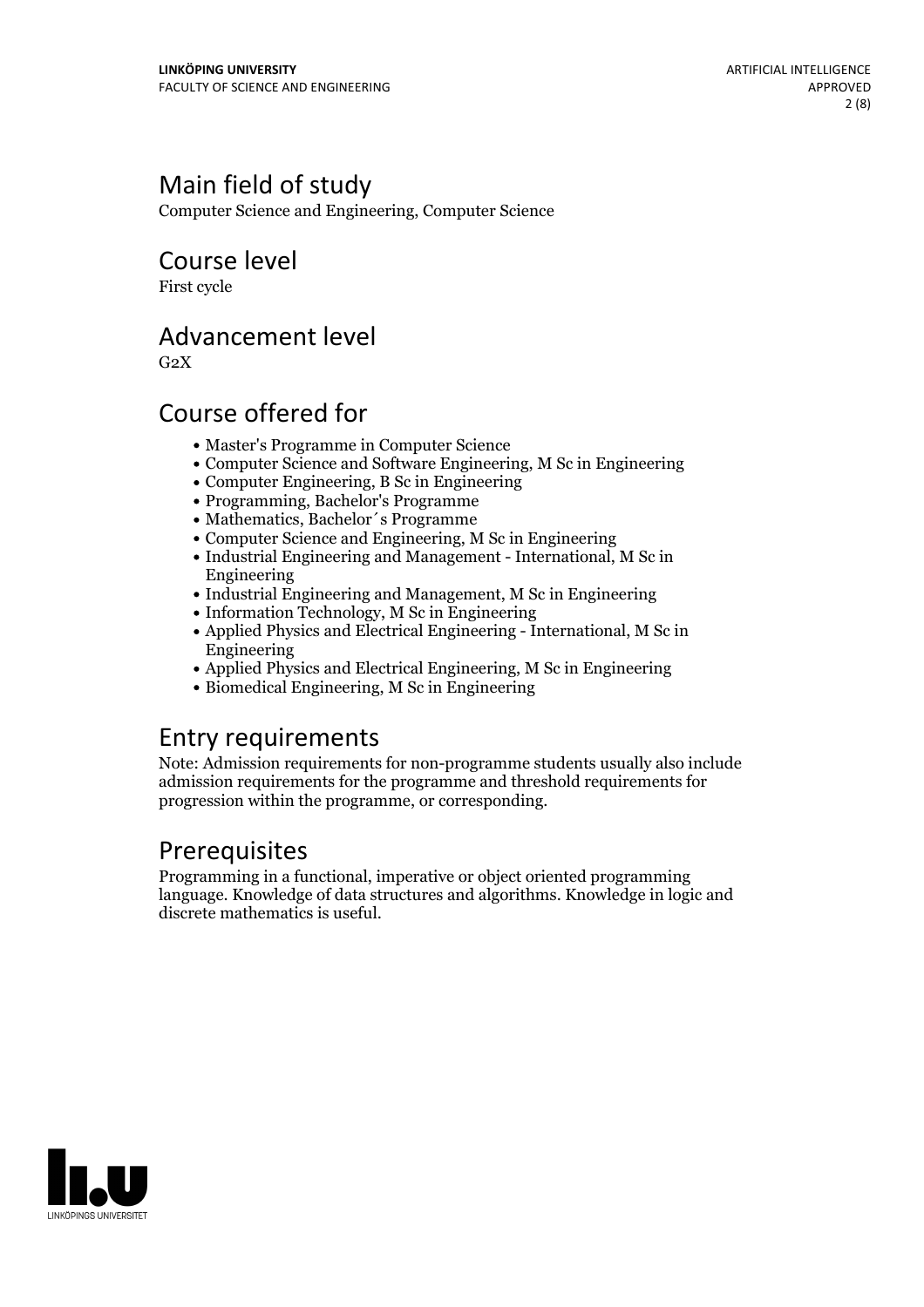## Main field of study

Computer Science and Engineering, Computer Science

## Course level

First cycle

## Advancement level

G2X

## Course offered for

- Master's Programme in Computer Science
- Computer Science and Software Engineering, M Sc in Engineering
- Computer Engineering, B Sc in Engineering
- Programming, Bachelor's Programme
- Mathematics, Bachelor´s Programme
- Computer Science and Engineering, M Sc in Engineering
- Industrial Engineering and Management - International, M Sc in Engineering
- Industrial Engineering and Management, M Sc in Engineering
- Information Technology, M Sc in Engineering
- Applied Physics and Electrical Engineering - International, M Sc in Engineering
- Applied Physics and Electrical Engineering, M Sc in Engineering
- Biomedical Engineering, M Sc in Engineering

## Entry requirements

Note: Admission requirements for non-programme students usually also include admission requirements for the programme and threshold requirements for progression within the programme, or corresponding.

## Prerequisites

Programming in a functional, imperative or object oriented programming language. Knowledge of data structures and algorithms. Knowledge in logic and discrete mathematics is useful.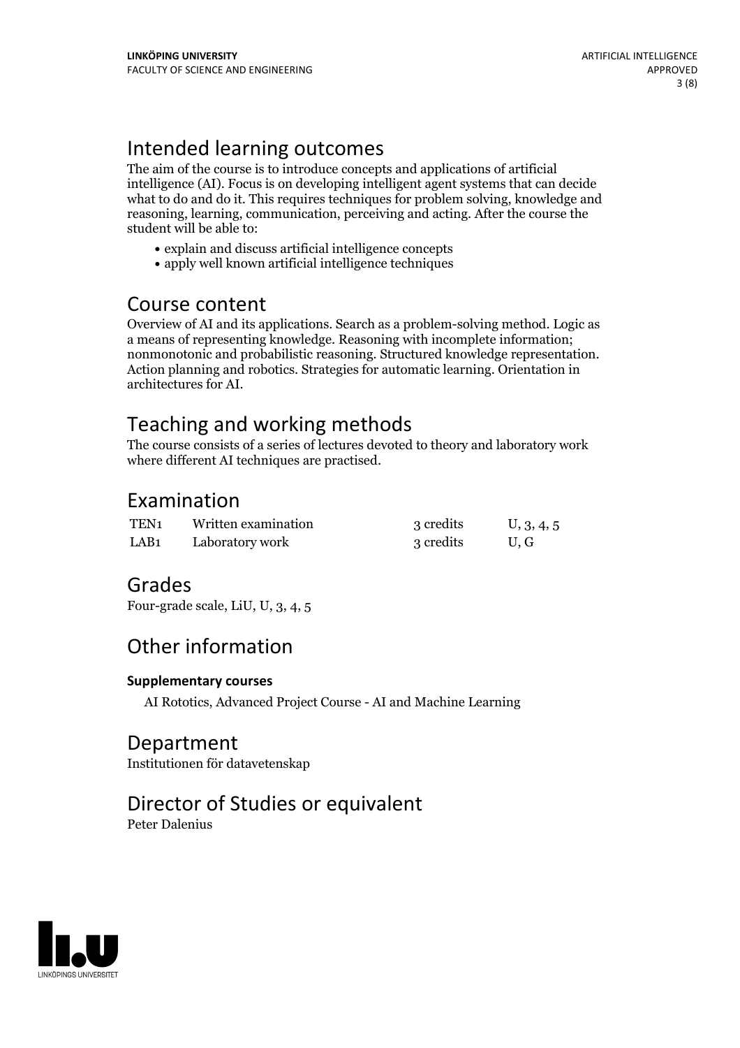## Intended learning outcomes

The aim of the course is to introduce concepts and applications of artificial intelligence (AI). Focus is on developing intelligent agent systems that can decide what to do and do it. This requires techniques for problem solving, knowledge and reasoning, learning, communication, perceiving and acting. After the course the student will be able to:

- explain and discuss artificial intelligence concepts
- apply well known artificial intelligence techniques

## Course content

Overview of AI and its applications. Search as a problem-solving method. Logic as a means of representing knowledge. Reasoning with incomplete information; nonmonotonic and probabilistic reasoning. Structured knowledge representation. Action planning and robotics. Strategies for automatic learning. Orientation in architectures for AI.

## Teaching and working methods

The course consists of a series of lectures devoted to theory and laboratory work where different AI techniques are practised.

## Examination

| | | | |
|---|---|---|---|
| TEN1 | Written examination | 3 credits | U, 3, 4, 5 |
| LAB1 | Laboratory work | 3 credits | U, G |

## Grades

Four-grade scale, LiU, U, 3, 4, 5

## Other information

**Supplementary courses**

AI Rototics, Advanced Project Course - AI and Machine Learning

## Department

Institutionen för datavetenskap

## Director of Studies or equivalent

Peter Dalenius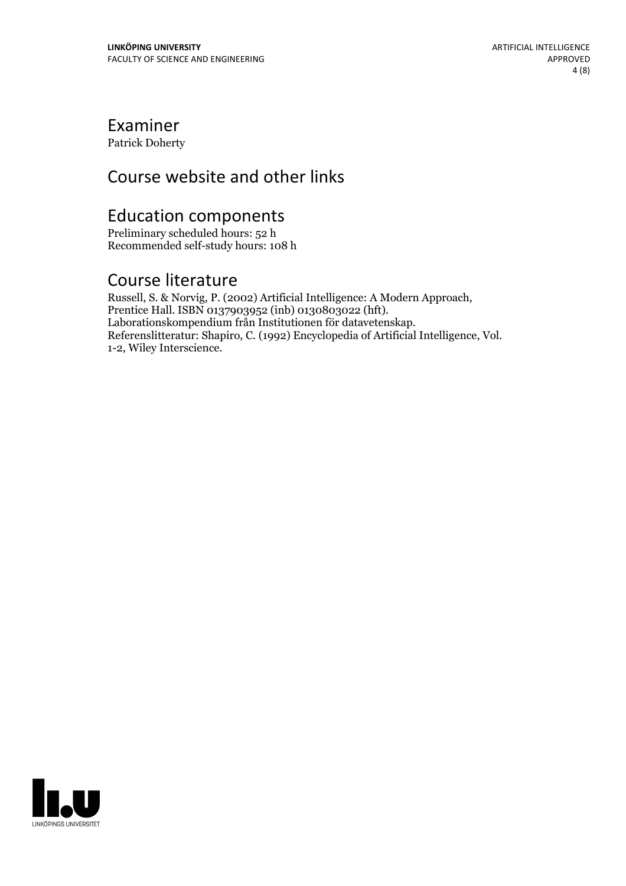# Examiner

Patrick Doherty

# Course website and other links

# Education components

Preliminary scheduled hours: 52 h
Recommended self-study hours: 108 h

# Course literature

Russell, S. & Norvig, P. (2002) Artificial Intelligence: A Modern Approach, Prentice Hall. ISBN 0137903952 (inb) 0130803022 (hft).
Laborationskompendium från Institutionen för datavetenskap.
Referenslitteratur: Shapiro, C. (1992) Encyclopedia of Artificial Intelligence, Vol. 1-2, Wiley Interscience.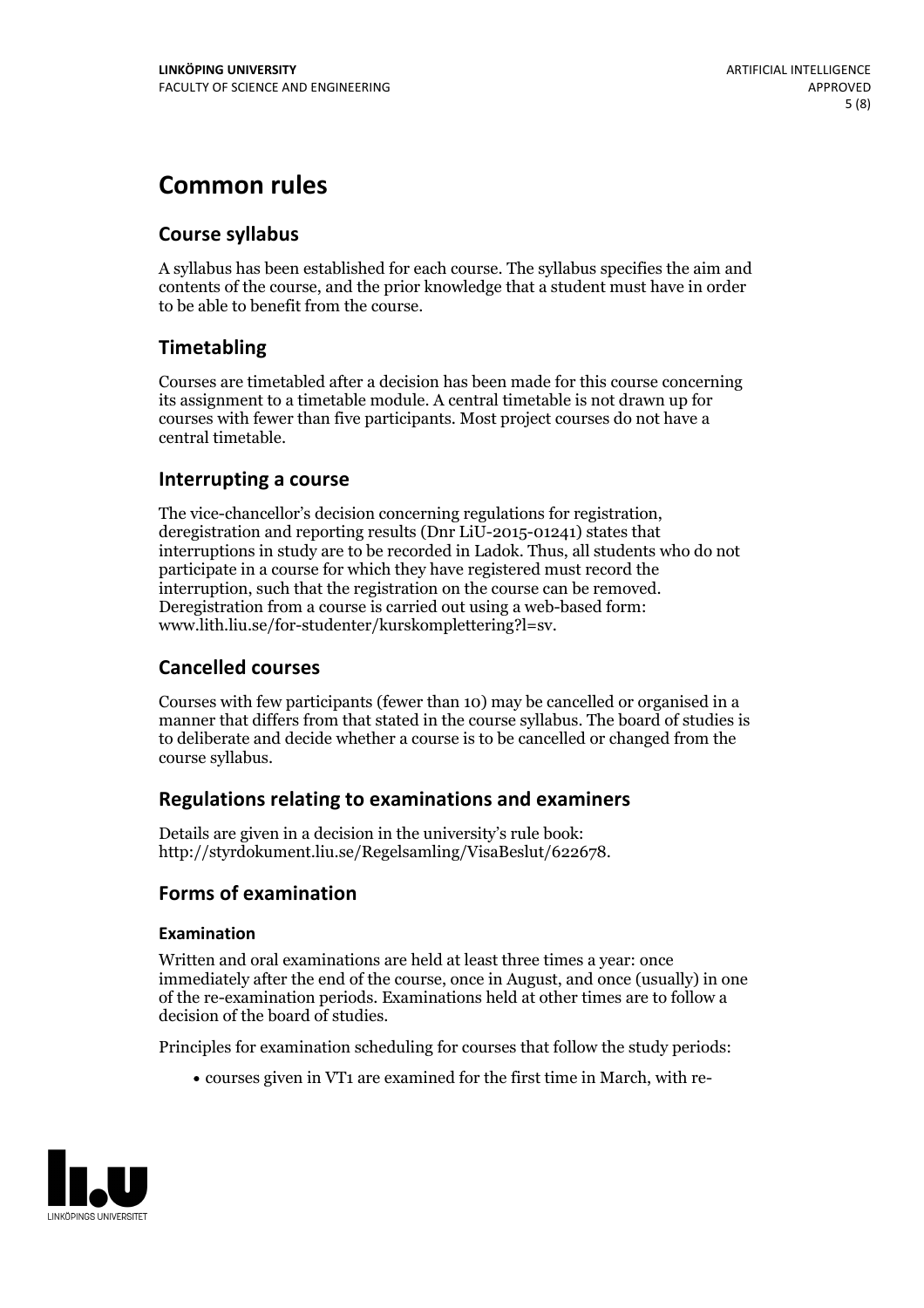# Common rules

## Course syllabus

A syllabus has been established for each course. The syllabus specifies the aim and contents of the course, and the prior knowledge that a student must have in order to be able to benefit from the course.

## Timetabling

Courses are timetabled after a decision has been made for this course concerning its assignment to a timetable module. A central timetable is not drawn up for courses with fewer than five participants. Most project courses do not have a central timetable.

## Interrupting a course

The vice-chancellor's decision concerning regulations for registration, deregistration and reporting results (Dnr LiU-2015-01241) states that interruptions in study are to be recorded in Ladok. Thus, all students who do not participate in a course for which they have registered must record the interruption, such that the registration on the course can be removed. Deregistration from a course is carried out using a web-based form: www.lith.liu.se/for-studenter/kurskomplettering?l=sv.

## Cancelled courses

Courses with few participants (fewer than 10) may be cancelled or organised in a manner that differs from that stated in the course syllabus. The board of studies is to deliberate and decide whether a course is to be cancelled or changed from the course syllabus.

## Regulations relating to examinations and examiners

Details are given in a decision in the university's rule book: http://styrdokument.liu.se/Regelsamling/VisaBeslut/622678.

## Forms of examination

### Examination

Written and oral examinations are held at least three times a year: once immediately after the end of the course, once in August, and once (usually) in one of the re-examination periods. Examinations held at other times are to follow a decision of the board of studies.

Principles for examination scheduling for courses that follow the study periods:

- courses given in VT1 are examined for the first time in March, with re-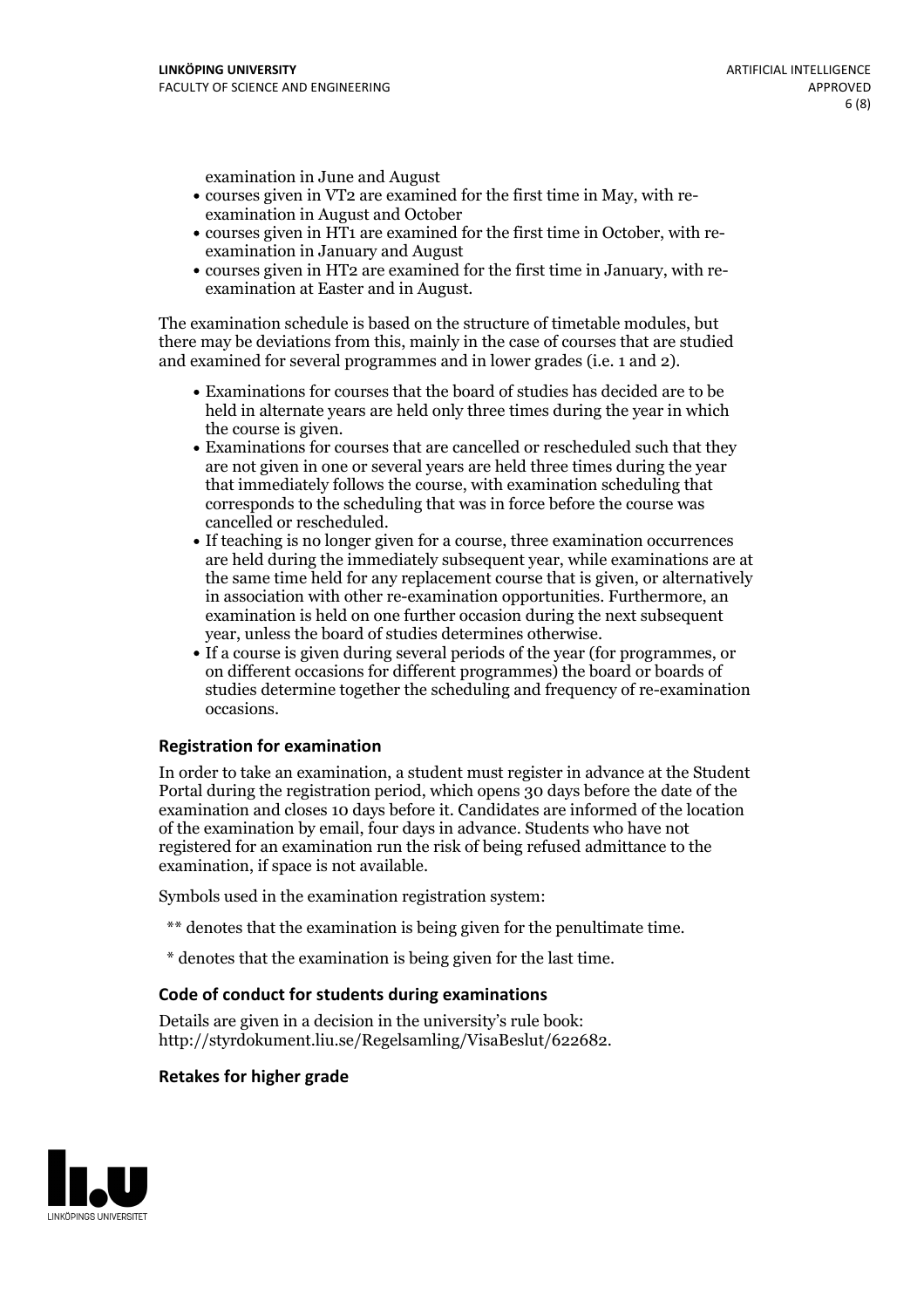examination in June and August

- courses given in VT2 are examined for the first time in May, with re-examination in August and October
- courses given in HT1 are examined for the first time in October, with re-examination in January and August
- courses given in HT2 are examined for the first time in January, with re-examination at Easter and in August.

The examination schedule is based on the structure of timetable modules, but there may be deviations from this, mainly in the case of courses that are studied and examined for several programmes and in lower grades (i.e. 1 and 2).

- Examinations for courses that the board of studies has decided are to be held in alternate years are held only three times during the year in which the course is given.
- Examinations for courses that are cancelled or rescheduled such that they are not given in one or several years are held three times during the year that immediately follows the course, with examination scheduling that corresponds to the scheduling that was in force before the course was cancelled or rescheduled.
- If teaching is no longer given for a course, three examination occurrences are held during the immediately subsequent year, while examinations are at the same time held for any replacement course that is given, or alternatively in association with other re-examination opportunities. Furthermore, an examination is held on one further occasion during the next subsequent year, unless the board of studies determines otherwise.
- If a course is given during several periods of the year (for programmes, or on different occasions for different programmes) the board or boards of studies determine together the scheduling and frequency of re-examination occasions.

### Registration for examination

In order to take an examination, a student must register in advance at the Student Portal during the registration period, which opens 30 days before the date of the examination and closes 10 days before it. Candidates are informed of the location of the examination by email, four days in advance. Students who have not registered for an examination run the risk of being refused admittance to the examination, if space is not available.

Symbols used in the examination registration system:

** denotes that the examination is being given for the penultimate time.

* denotes that the examination is being given for the last time.

### Code of conduct for students during examinations

Details are given in a decision in the university's rule book: http://styrdokument.liu.se/Regelsamling/VisaBeslut/622682.

### Retakes for higher grade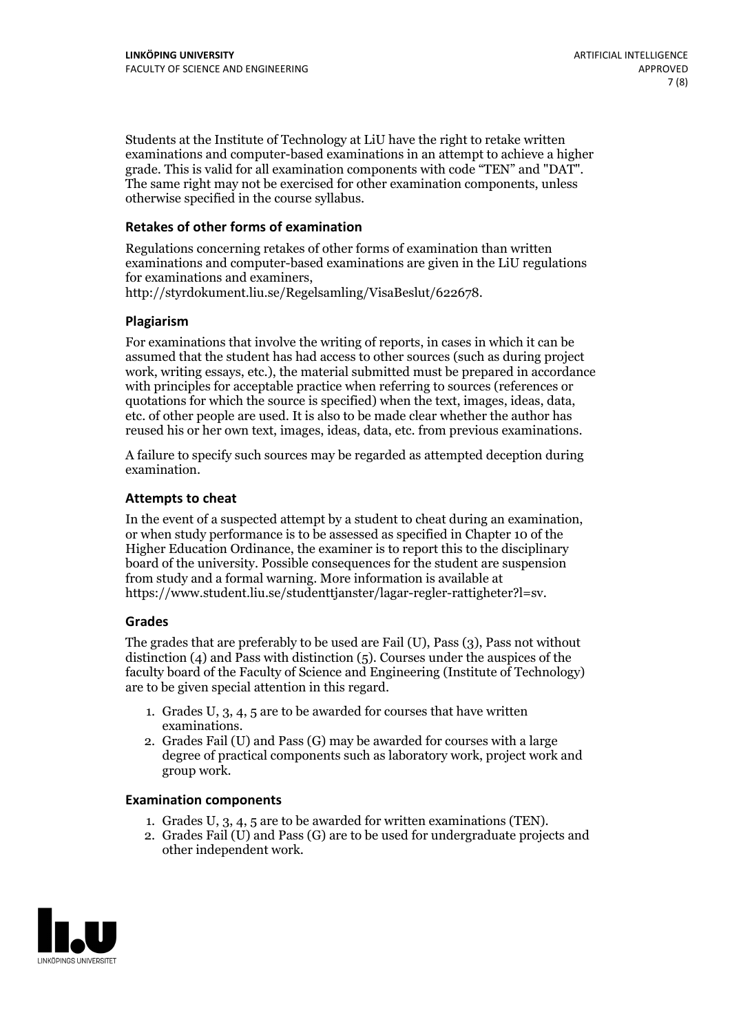Students at the Institute of Technology at LiU have the right to retake written examinations and computer-based examinations in an attempt to achieve a higher grade. This is valid for all examination components with code "TEN" and "DAT". The same right may not be exercised for other examination components, unless otherwise specified in the course syllabus.

### Retakes of other forms of examination

Regulations concerning retakes of other forms of examination than written examinations and computer-based examinations are given in the LiU regulations for examinations and examiners, http://styrdokument.liu.se/Regelsamling/VisaBeslut/622678.

### Plagiarism

For examinations that involve the writing of reports, in cases in which it can be assumed that the student has had access to other sources (such as during project work, writing essays, etc.), the material submitted must be prepared in accordance with principles for acceptable practice when referring to sources (references or quotations for which the source is specified) when the text, images, ideas, data, etc. of other people are used. It is also to be made clear whether the author has reused his or her own text, images, ideas, data, etc. from previous examinations.

A failure to specify such sources may be regarded as attempted deception during examination.

### Attempts to cheat

In the event of a suspected attempt by a student to cheat during an examination, or when study performance is to be assessed as specified in Chapter 10 of the Higher Education Ordinance, the examiner is to report this to the disciplinary board of the university. Possible consequences for the student are suspension from study and a formal warning. More information is available at https://www.student.liu.se/studenttjanster/lagar-regler-rattigheter?l=sv.

### Grades

The grades that are preferably to be used are Fail (U), Pass (3), Pass not without distinction (4) and Pass with distinction (5). Courses under the auspices of the faculty board of the Faculty of Science and Engineering (Institute of Technology) are to be given special attention in this regard.

1. Grades U, 3, 4, 5 are to be awarded for courses that have written examinations.
2. Grades Fail (U) and Pass (G) may be awarded for courses with a large degree of practical components such as laboratory work, project work and group work.

### Examination components

1. Grades U, 3, 4, 5 are to be awarded for written examinations (TEN).
2. Grades Fail (U) and Pass (G) are to be used for undergraduate projects and other independent work.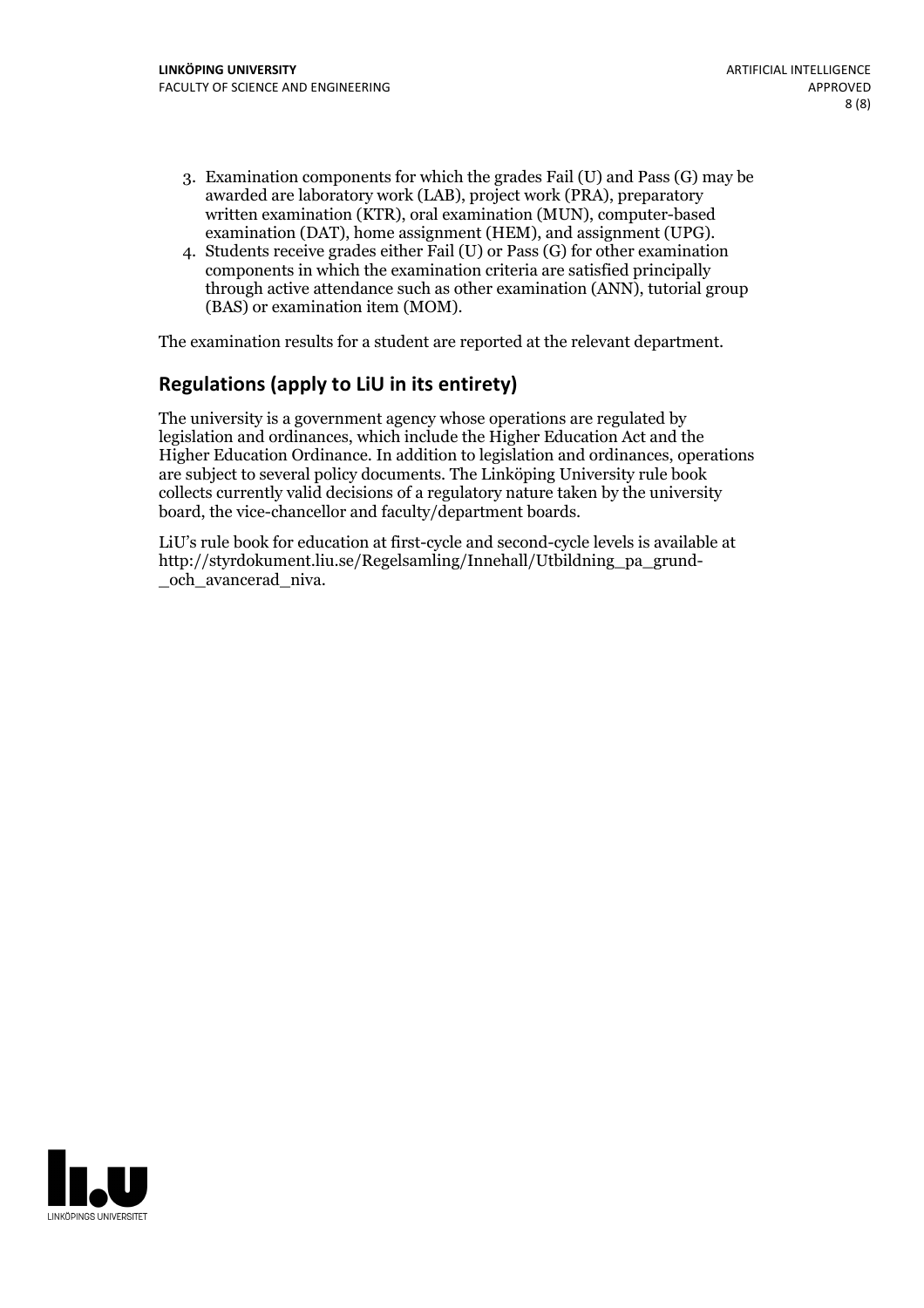3. Examination components for which the grades Fail (U) and Pass (G) may be awarded are laboratory work (LAB), project work (PRA), preparatory written examination (KTR), oral examination (MUN), computer-based examination (DAT), home assignment (HEM), and assignment (UPG).
4. Students receive grades either Fail (U) or Pass (G) for other examination components in which the examination criteria are satisfied principally through active attendance such as other examination (ANN), tutorial group (BAS) or examination item (MOM).

The examination results for a student are reported at the relevant department.

## Regulations (apply to LiU in its entirety)

The university is a government agency whose operations are regulated by legislation and ordinances, which include the Higher Education Act and the Higher Education Ordinance. In addition to legislation and ordinances, operations are subject to several policy documents. The Linköping University rule book collects currently valid decisions of a regulatory nature taken by the university board, the vice-chancellor and faculty/department boards.

LiU's rule book for education at first-cycle and second-cycle levels is available at http://styrdokument.liu.se/Regelsamling/Innehall/Utbildning_pa_grund-_och_avancerad_niva.